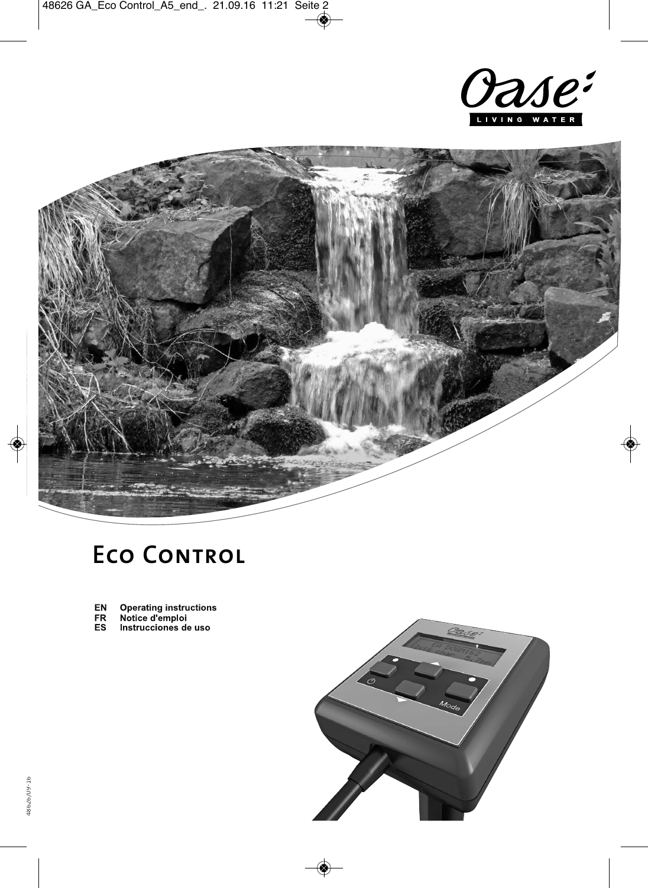# Eco Control

- **EN** Operating instructions
- **FR** Notice d'emploi
- **ES** Instrucciones de uso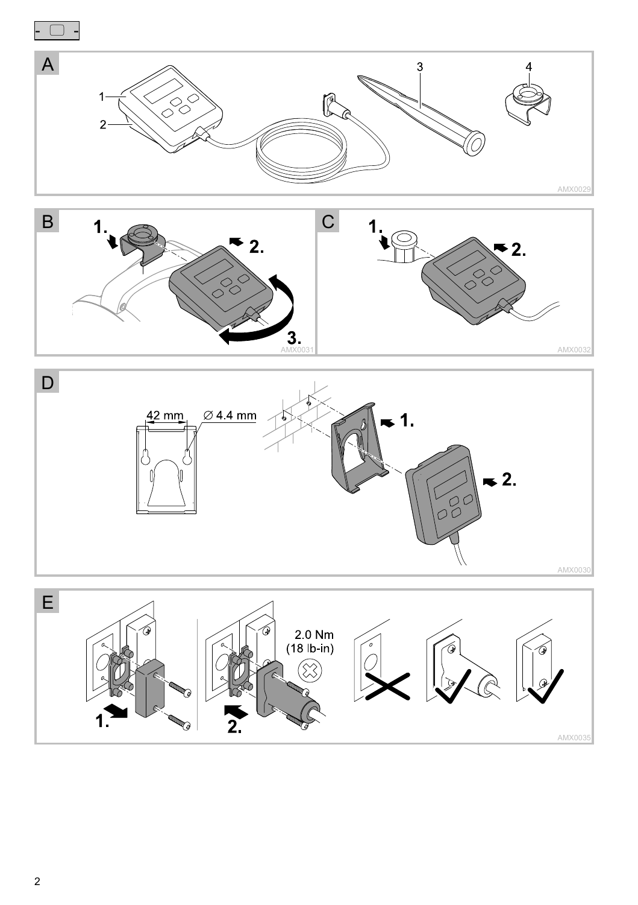A

1
2
3
4

AMX0029

B

1.
2.
3.

AMX0031

C

1.
2.

AMX0032

D

42 mm
∅ 4.4 mm

1.
2.

AMX0030

E

1.
2.

2.0 Nm
(18 lb-in)

AMX0035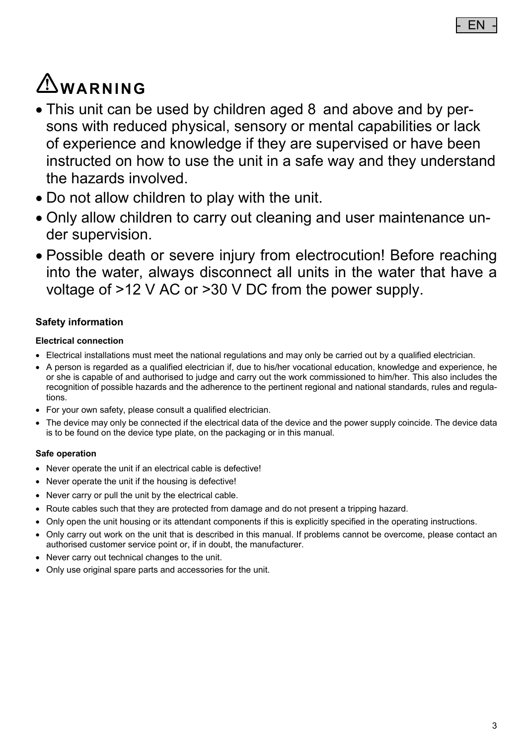# ⚠WARNING

- This unit can be used by children aged 8 and above and by persons with reduced physical, sensory or mental capabilities or lack of experience and knowledge if they are supervised or have been instructed on how to use the unit in a safe way and they understand the hazards involved.
- Do not allow children to play with the unit.
- Only allow children to carry out cleaning and user maintenance under supervision.
- Possible death or severe injury from electrocution! Before reaching into the water, always disconnect all units in the water that have a voltage of >12 V AC or >30 V DC from the power supply.

## Safety information

### Electrical connection

- Electrical installations must meet the national regulations and may only be carried out by a qualified electrician.
- A person is regarded as a qualified electrician if, due to his/her vocational education, knowledge and experience, he or she is capable of and authorised to judge and carry out the work commissioned to him/her. This also includes the recognition of possible hazards and the adherence to the pertinent regional and national standards, rules and regulations.
- For your own safety, please consult a qualified electrician.
- The device may only be connected if the electrical data of the device and the power supply coincide. The device data is to be found on the device type plate, on the packaging or in this manual.

### Safe operation

- Never operate the unit if an electrical cable is defective!
- Never operate the unit if the housing is defective!
- Never carry or pull the unit by the electrical cable.
- Route cables such that they are protected from damage and do not present a tripping hazard.
- Only open the unit housing or its attendant components if this is explicitly specified in the operating instructions.
- Only carry out work on the unit that is described in this manual. If problems cannot be overcome, please contact an authorised customer service point or, if in doubt, the manufacturer.
- Never carry out technical changes to the unit.
- Only use original spare parts and accessories for the unit.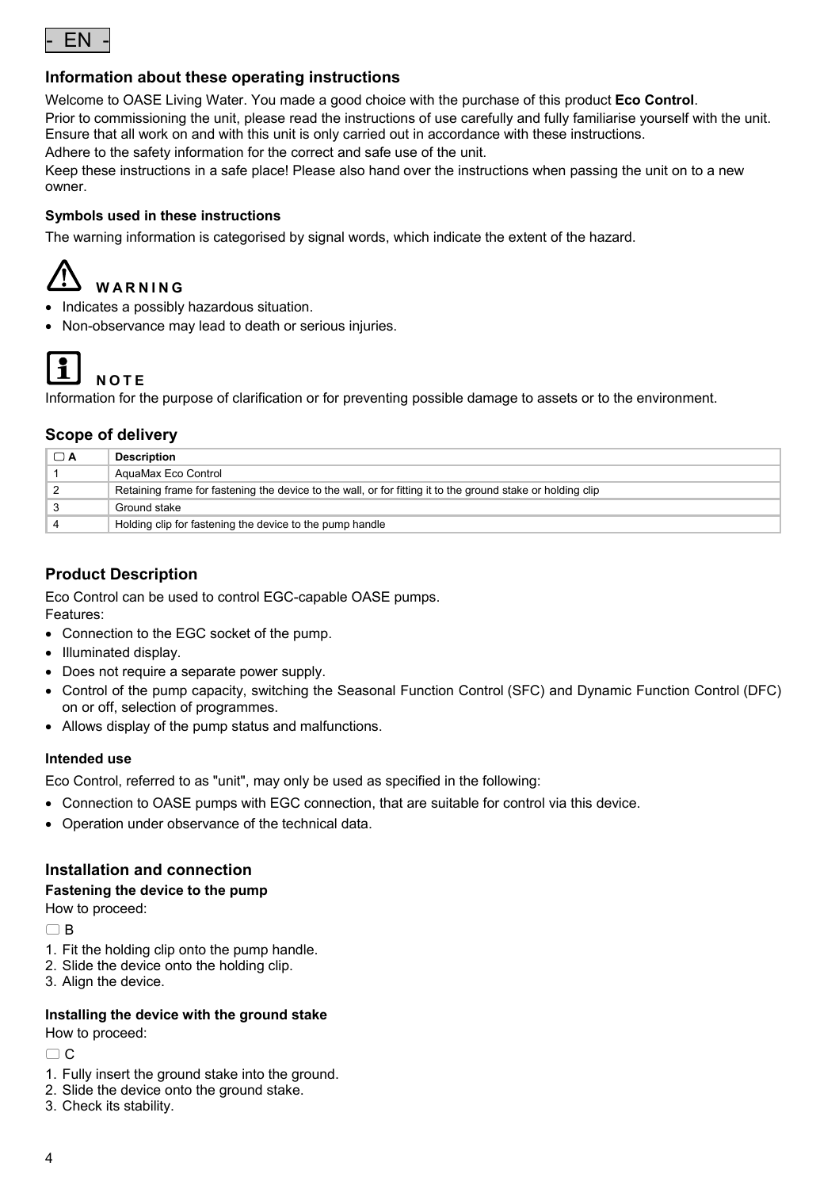- EN -

## Information about these operating instructions

Welcome to OASE Living Water. You made a good choice with the purchase of this product **Eco Control**.

Prior to commissioning the unit, please read the instructions of use carefully and fully familiarise yourself with the unit. Ensure that all work on and with this unit is only carried out in accordance with these instructions.

Adhere to the safety information for the correct and safe use of the unit.

Keep these instructions in a safe place! Please also hand over the instructions when passing the unit on to a new owner.

### Symbols used in these instructions

The warning information is categorised by signal words, which indicate the extent of the hazard.

**WARNING**

- Indicates a possibly hazardous situation.
- Non-observance may lead to death or serious injuries.

**NOTE**

Information for the purpose of clarification or for preventing possible damage to assets or to the environment.

## Scope of delivery

| ▢ A | Description |
|---|---|
| 1 | AquaMax Eco Control |
| 2 | Retaining frame for fastening the device to the wall, or for fitting it to the ground stake or holding clip |
| 3 | Ground stake |
| 4 | Holding clip for fastening the device to the pump handle |

## Product Description

Eco Control can be used to control EGC-capable OASE pumps.

Features:

- Connection to the EGC socket of the pump.
- Illuminated display.
- Does not require a separate power supply.
- Control of the pump capacity, switching the Seasonal Function Control (SFC) and Dynamic Function Control (DFC) on or off, selection of programmes.
- Allows display of the pump status and malfunctions.

### Intended use

Eco Control, referred to as "unit", may only be used as specified in the following:

- Connection to OASE pumps with EGC connection, that are suitable for control via this device.
- Operation under observance of the technical data.

## Installation and connection

### Fastening the device to the pump

How to proceed:

▢ B

1. Fit the holding clip onto the pump handle.
2. Slide the device onto the holding clip.
3. Align the device.

### Installing the device with the ground stake

How to proceed:

▢ C

1. Fully insert the ground stake into the ground.
2. Slide the device onto the ground stake.
3. Check its stability.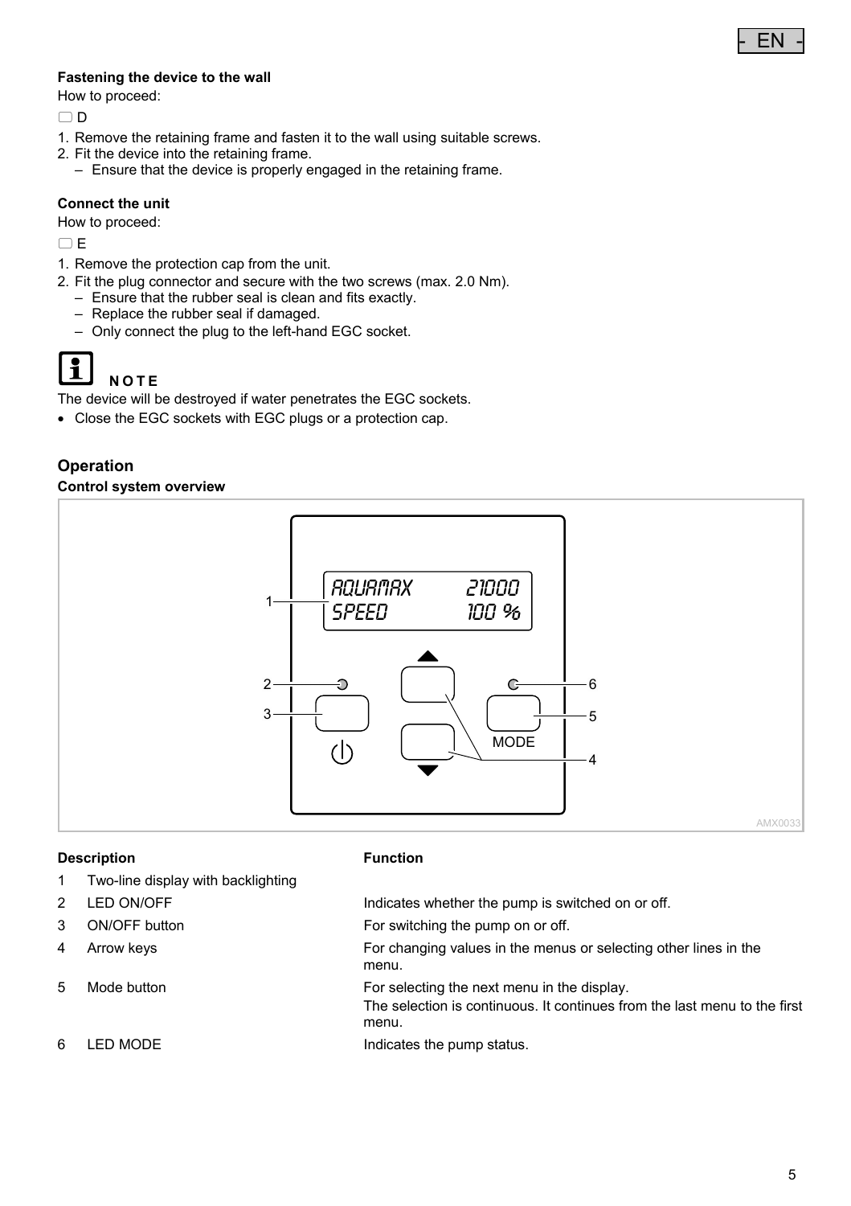#### Fastening the device to the wall

How to proceed:

☐ D

1. Remove the retaining frame and fasten it to the wall using suitable screws.
2. Fit the device into the retaining frame.
   – Ensure that the device is properly engaged in the retaining frame.

#### Connect the unit

How to proceed:

☐ E

1. Remove the protection cap from the unit.
2. Fit the plug connector and secure with the two screws (max. 2.0 Nm).
   – Ensure that the rubber seal is clean and fits exactly.
   – Replace the rubber seal if damaged.
   – Only connect the plug to the left-hand EGC socket.

**NOTE**

The device will be destroyed if water penetrates the EGC sockets.

- Close the EGC sockets with EGC plugs or a protection cap.

### Operation

#### Control system overview

| Description | | Function |
|---|---|---|
| 1 | Two-line display with backlighting | |
| 2 | LED ON/OFF | Indicates whether the pump is switched on or off. |
| 3 | ON/OFF button | For switching the pump on or off. |
| 4 | Arrow keys | For changing values in the menus or selecting other lines in the menu. |
| 5 | Mode button | For selecting the next menu in the display. The selection is continuous. It continues from the last menu to the first menu. |
| 6 | LED MODE | Indicates the pump status. |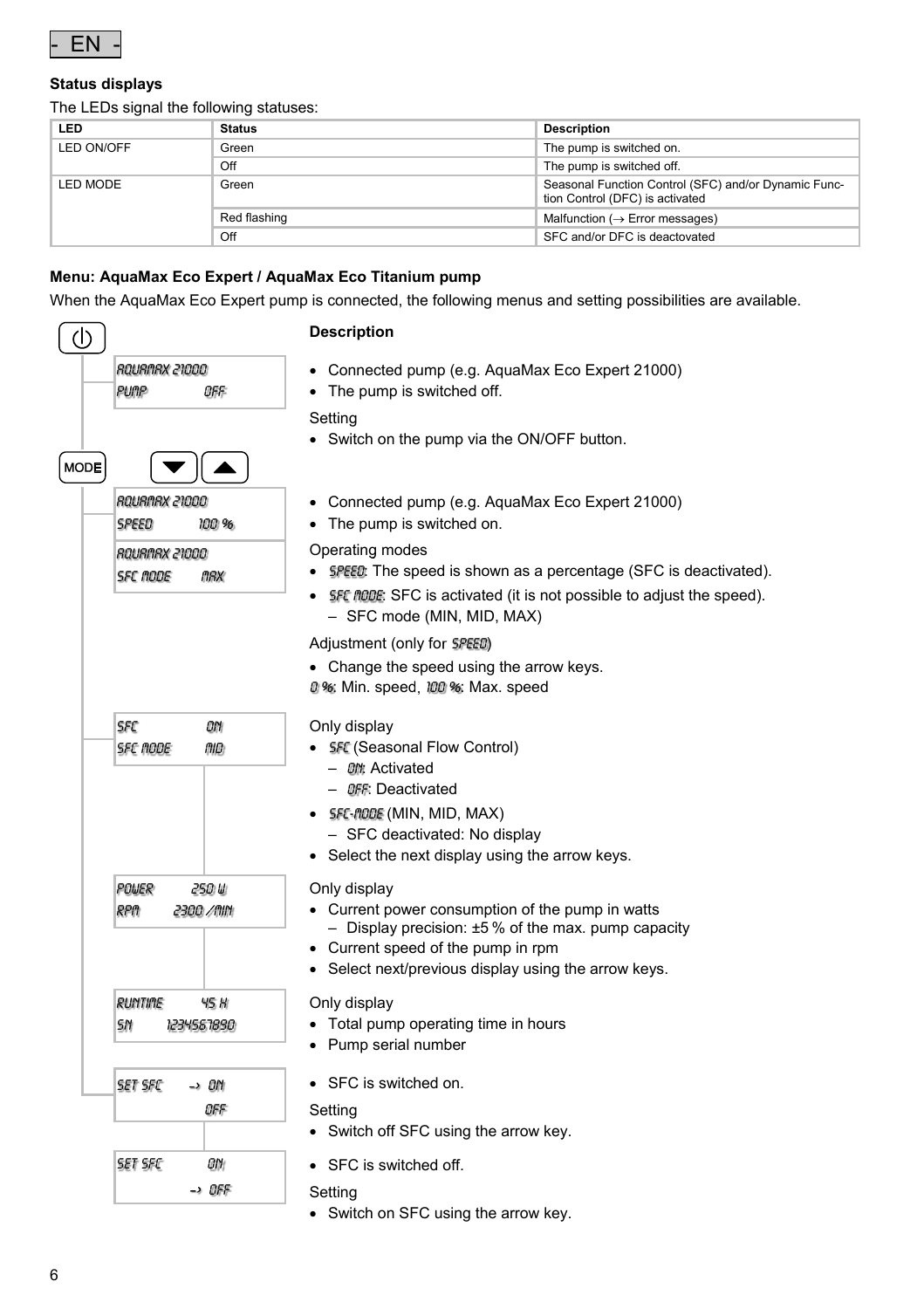- EN -

### Status displays

The LEDs signal the following statuses:

| LED | Status | Description |
|---|---|---|
| LED ON/OFF | Green | The pump is switched on. |
| | Off | The pump is switched off. |
| LED MODE | Green | Seasonal Function Control (SFC) and/or Dynamic Function Control (DFC) is activated |
| | Red flashing | Malfunction (→ Error messages) |
| | Off | SFC and/or DFC is deactovated |

### Menu: AquaMax Eco Expert / AquaMax Eco Titanium pump

When the AquaMax Eco Expert pump is connected, the following menus and setting possibilities are available.

| Display | Description |
|---|---|
| AQUAMAX 21000<br>PUMP OFF | • Connected pump (e.g. AquaMax Eco Expert 21000)<br>• The pump is switched off.<br>Setting<br>• Switch on the pump via the ON/OFF button. |
| AQUAMAX 21000<br>SPEED 100 %<br><br>AQUAMAX 21000<br>SFC MODE MAX | • Connected pump (e.g. AquaMax Eco Expert 21000)<br>• The pump is switched on.<br>Operating modes<br>• SPEED: The speed is shown as a percentage (SFC is deactivated).<br>• SFC MODE: SFC is activated (it is not possible to adjust the speed).<br>– SFC mode (MIN, MID, MAX)<br>Adjustment (only for SPEED)<br>• Change the speed using the arrow keys.<br>0 %: Min. speed, 100 %: Max. speed |
| SFC ON<br>SFC MODE MID | Only display<br>• SFC (Seasonal Flow Control)<br>– ON: Activated<br>– OFF: Deactivated<br>• SFC-MODE (MIN, MID, MAX)<br>– SFC deactivated: No display<br>• Select the next display using the arrow keys. |
| POWER 250 W<br>RPM 2300 /MIN | Only display<br>• Current power consumption of the pump in watts<br>– Display precision: ±5 % of the max. pump capacity<br>• Current speed of the pump in rpm<br>• Select next/previous display using the arrow keys. |
| RUNTIME 45 H<br>SN 1234567890 | Only display<br>• Total pump operating time in hours<br>• Pump serial number |
| SET SFC → ON<br>OFF | • SFC is switched on.<br>Setting<br>• Switch off SFC using the arrow key. |
| SET SFC ON<br>→ OFF | • SFC is switched off.<br>Setting<br>• Switch on SFC using the arrow key. |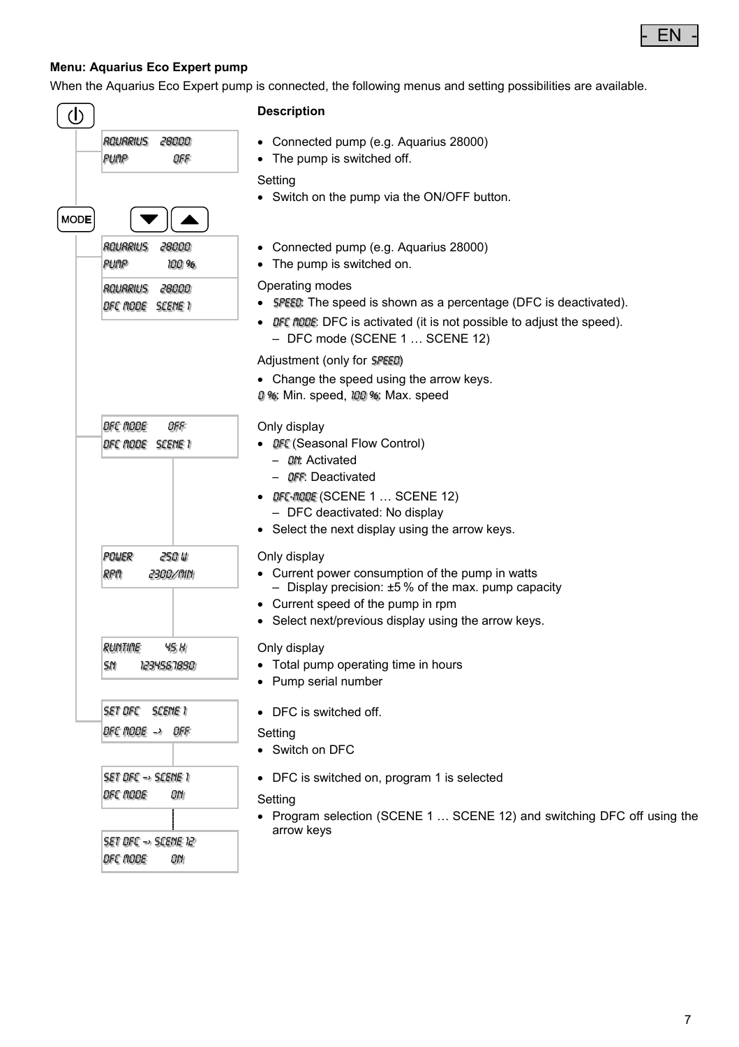**Menu: Aquarius Eco Expert pump**

When the Aquarius Eco Expert pump is connected, the following menus and setting possibilities are available.

| Display | Description |
| --- | --- |
| ⏻ | |
| AQUARIUS 28000<br>PUMP OFF | • Connected pump (e.g. Aquarius 28000)<br>• The pump is switched off.<br><br>Setting<br>• Switch on the pump via the ON/OFF button. |
| MODE ▼ ▲ | |
| AQUARIUS 28000<br>PUMP 100 %<br><br>AQUARIUS 28000<br>DFC MODE SCENE 1 | • Connected pump (e.g. Aquarius 28000)<br>• The pump is switched on.<br><br>Operating modes<br>• SPEED: The speed is shown as a percentage (DFC is deactivated).<br>• DFC MODE: DFC is activated (it is not possible to adjust the speed).<br>  – DFC mode (SCENE 1 … SCENE 12)<br><br>Adjustment (only for SPEED)<br>• Change the speed using the arrow keys.<br>0 %: Min. speed, 100 %: Max. speed |
| DFC MODE OFF<br>DFC MODE SCENE 1 | Only display<br>• DFC (Seasonal Flow Control)<br>  – ON: Activated<br>  – OFF: Deactivated<br>• DFC-MODE (SCENE 1 … SCENE 12)<br>  – DFC deactivated: No display<br>• Select the next display using the arrow keys. |
| POWER 250 W<br>RPM 2300/MIN | Only display<br>• Current power consumption of the pump in watts<br>  – Display precision: ±5 % of the max. pump capacity<br>• Current speed of the pump in rpm<br>• Select next/previous display using the arrow keys. |
| RUNTIME 45 H<br>SN 1234567890 | Only display<br>• Total pump operating time in hours<br>• Pump serial number |
| SET DFC SCENE 1<br>DFC MODE → OFF | • DFC is switched off.<br><br>Setting<br>• Switch on DFC |
| SET DFC → SCENE 1<br>DFC MODE ON<br><br>SET DFC → SCENE 12<br>DFC MODE ON | • DFC is switched on, program 1 is selected<br><br>Setting<br>• Program selection (SCENE 1 … SCENE 12) and switching DFC off using the arrow keys |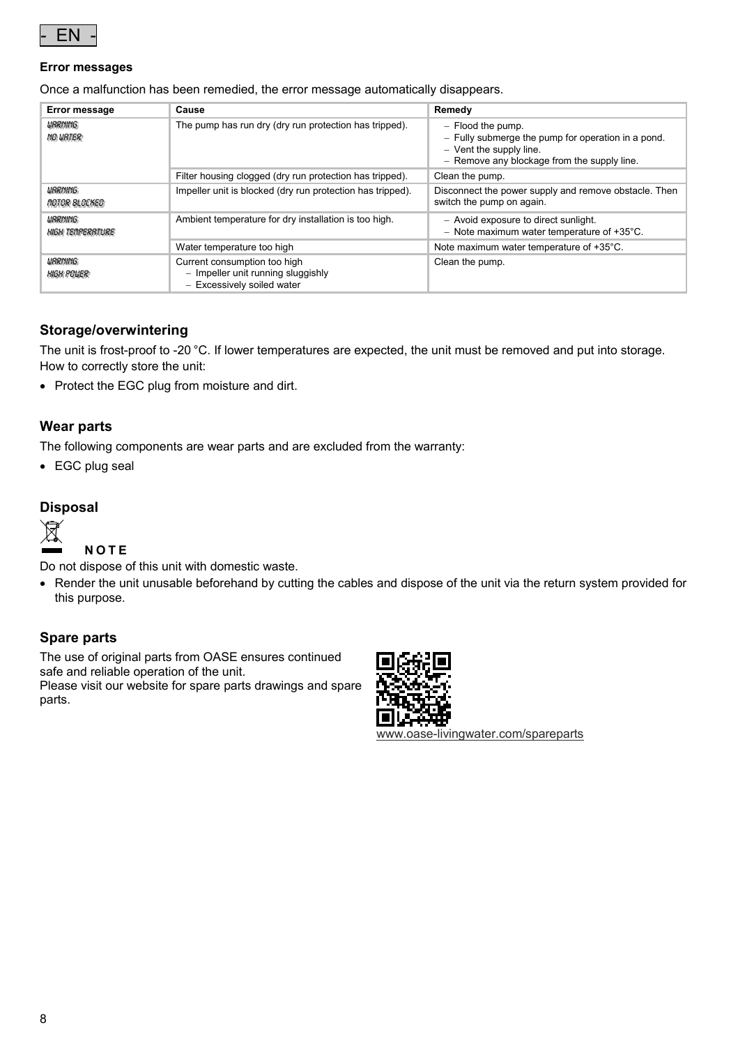- EN -

**Error messages**

Once a malfunction has been remedied, the error message automatically disappears.

| Error message | Cause | Remedy |
|---|---|---|
| WARNING<br>NO WATER | The pump has run dry (dry run protection has tripped). | – Flood the pump.<br>– Fully submerge the pump for operation in a pond.<br>– Vent the supply line.<br>– Remove any blockage from the supply line. |
| | Filter housing clogged (dry run protection has tripped). | Clean the pump. |
| WARNING<br>MOTOR BLOCKED | Impeller unit is blocked (dry run protection has tripped). | Disconnect the power supply and remove obstacle. Then switch the pump on again. |
| WARNING<br>HIGH TEMPERATURE | Ambient temperature for dry installation is too high. | – Avoid exposure to direct sunlight.<br>– Note maximum water temperature of +35°C. |
| | Water temperature too high | Note maximum water temperature of +35°C. |
| WARNING<br>HIGH POWER | Current consumption too high<br>– Impeller unit running sluggishly<br>– Excessively soiled water | Clean the pump. |

## Storage/overwintering

The unit is frost-proof to -20 °C. If lower temperatures are expected, the unit must be removed and put into storage. How to correctly store the unit:

- Protect the EGC plug from moisture and dirt.

## Wear parts

The following components are wear parts and are excluded from the warranty:

- EGC plug seal

## Disposal

**NOTE**

Do not dispose of this unit with domestic waste.

- Render the unit unusable beforehand by cutting the cables and dispose of the unit via the return system provided for this purpose.

## Spare parts

The use of original parts from OASE ensures continued safe and reliable operation of the unit.
Please visit our website for spare parts drawings and spare parts.

www.oase-livingwater.com/spareparts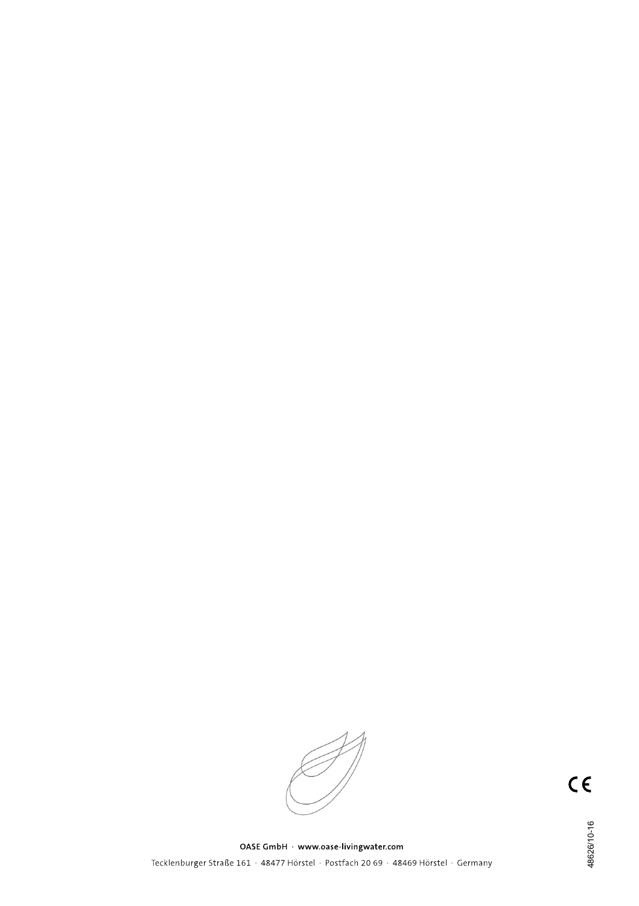OASE GmbH · www.oase-livingwater.com

Tecklenburger Straße 161 · 48477 Hörstel · Postfach 20 69 · 48469 Hörstel · Germany

CE

48626/10-16